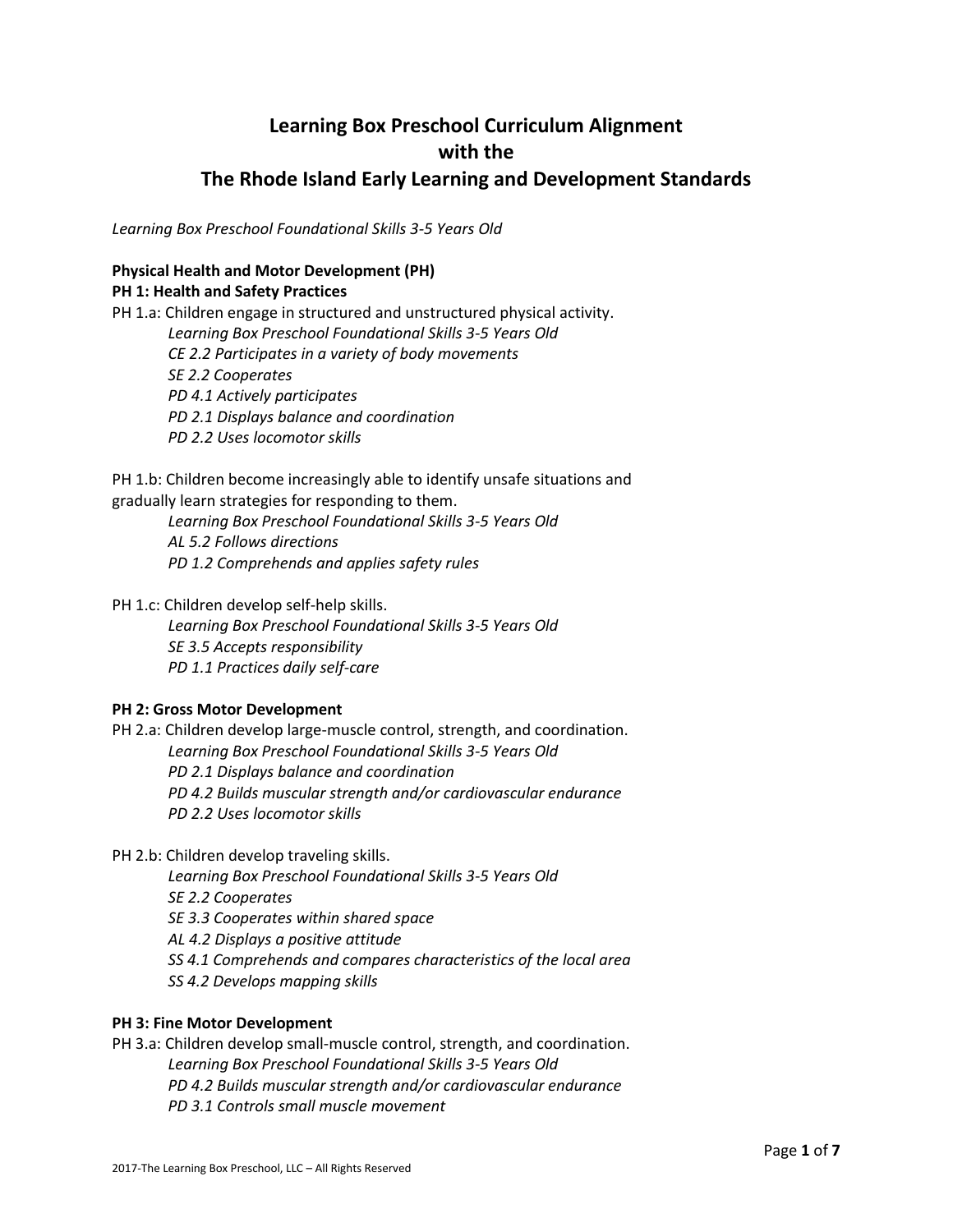# Learning Box Preschool Curriculum Alignment with the The Rhode Island Early Learning and Development Standards

*Learning Box Preschool Foundational Skills 3-5 Years Old*

**Physical Health and Motor Development (PH)**

**PH 1: Health and Safety Practices**

PH 1.a: Children engage in structured and unstructured physical activity.

*Learning Box Preschool Foundational Skills 3-5 Years Old*
*CE 2.2 Participates in a variety of body movements*
*SE 2.2 Cooperates*
*PD 4.1 Actively participates*
*PD 2.1 Displays balance and coordination*
*PD 2.2 Uses locomotor skills*

PH 1.b: Children become increasingly able to identify unsafe situations and gradually learn strategies for responding to them.

*Learning Box Preschool Foundational Skills 3-5 Years Old*
*AL 5.2 Follows directions*
*PD 1.2 Comprehends and applies safety rules*

PH 1.c: Children develop self-help skills.

*Learning Box Preschool Foundational Skills 3-5 Years Old*
*SE 3.5 Accepts responsibility*
*PD 1.1 Practices daily self-care*

**PH 2: Gross Motor Development**

PH 2.a: Children develop large-muscle control, strength, and coordination.

*Learning Box Preschool Foundational Skills 3-5 Years Old*
*PD 2.1 Displays balance and coordination*
*PD 4.2 Builds muscular strength and/or cardiovascular endurance*
*PD 2.2 Uses locomotor skills*

PH 2.b: Children develop traveling skills.

*Learning Box Preschool Foundational Skills 3-5 Years Old*
*SE 2.2 Cooperates*
*SE 3.3 Cooperates within shared space*
*AL 4.2 Displays a positive attitude*
*SS 4.1 Comprehends and compares characteristics of the local area*
*SS 4.2 Develops mapping skills*

**PH 3: Fine Motor Development**

PH 3.a: Children develop small-muscle control, strength, and coordination.

*Learning Box Preschool Foundational Skills 3-5 Years Old*
*PD 4.2 Builds muscular strength and/or cardiovascular endurance*
*PD 3.1 Controls small muscle movement*

2017-The Learning Box Preschool, LLC – All Rights Reserved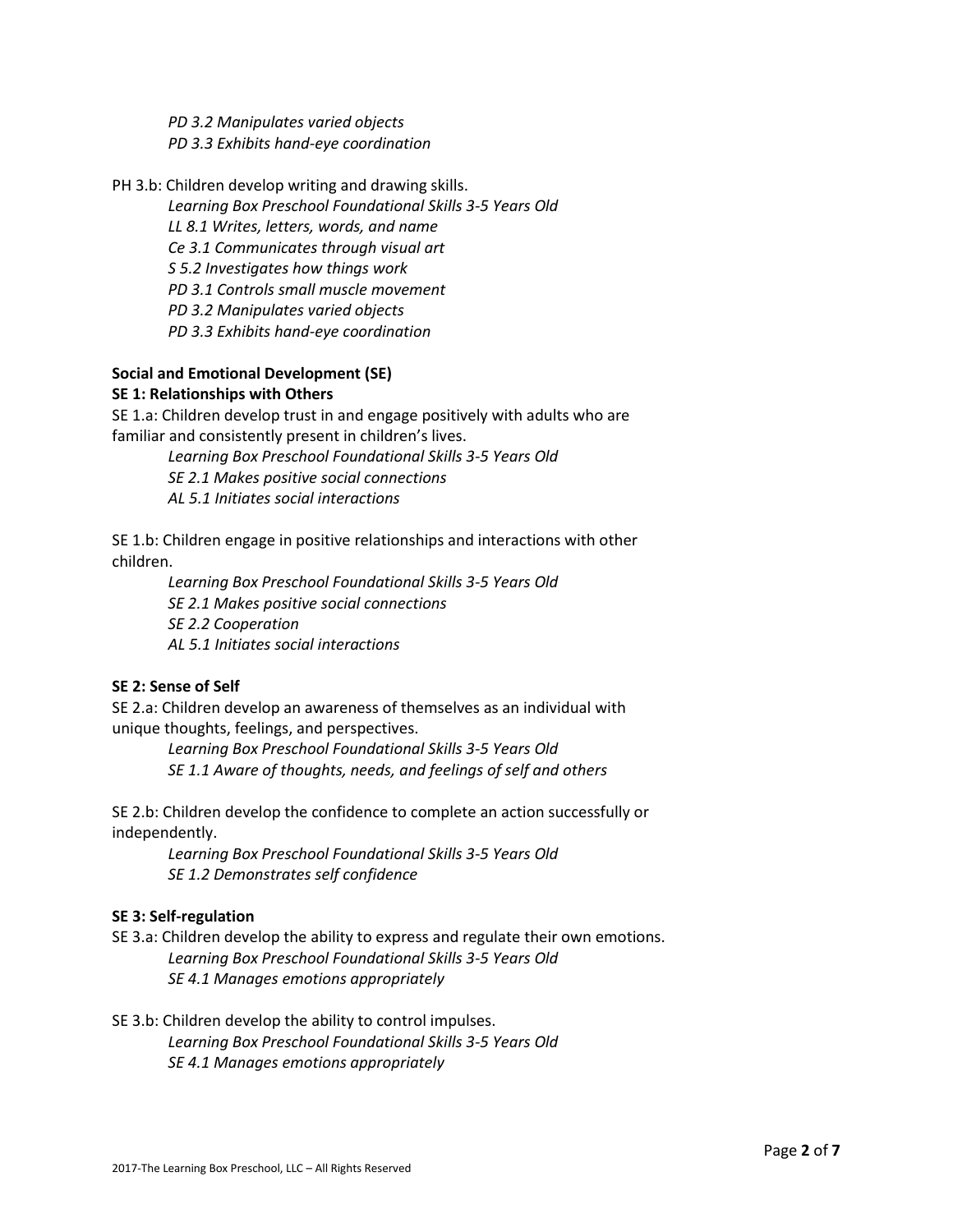*PD 3.2 Manipulates varied objects*
*PD 3.3 Exhibits hand-eye coordination*

PH 3.b: Children develop writing and drawing skills.

*Learning Box Preschool Foundational Skills 3-5 Years Old*
*LL 8.1 Writes, letters, words, and name*
*Ce 3.1 Communicates through visual art*
*S 5.2 Investigates how things work*
*PD 3.1 Controls small muscle movement*
*PD 3.2 Manipulates varied objects*
*PD 3.3 Exhibits hand-eye coordination*

**Social and Emotional Development (SE)**

**SE 1: Relationships with Others**

SE 1.a: Children develop trust in and engage positively with adults who are familiar and consistently present in children's lives.

*Learning Box Preschool Foundational Skills 3-5 Years Old*
*SE 2.1 Makes positive social connections*
*AL 5.1 Initiates social interactions*

SE 1.b: Children engage in positive relationships and interactions with other children.

*Learning Box Preschool Foundational Skills 3-5 Years Old*
*SE 2.1 Makes positive social connections*
*SE 2.2 Cooperation*
*AL 5.1 Initiates social interactions*

**SE 2: Sense of Self**

SE 2.a: Children develop an awareness of themselves as an individual with unique thoughts, feelings, and perspectives.

*Learning Box Preschool Foundational Skills 3-5 Years Old*
*SE 1.1 Aware of thoughts, needs, and feelings of self and others*

SE 2.b: Children develop the confidence to complete an action successfully or independently.

*Learning Box Preschool Foundational Skills 3-5 Years Old*
*SE 1.2 Demonstrates self confidence*

**SE 3: Self-regulation**

SE 3.a: Children develop the ability to express and regulate their own emotions.

*Learning Box Preschool Foundational Skills 3-5 Years Old*
*SE 4.1 Manages emotions appropriately*

SE 3.b: Children develop the ability to control impulses.

*Learning Box Preschool Foundational Skills 3-5 Years Old*
*SE 4.1 Manages emotions appropriately*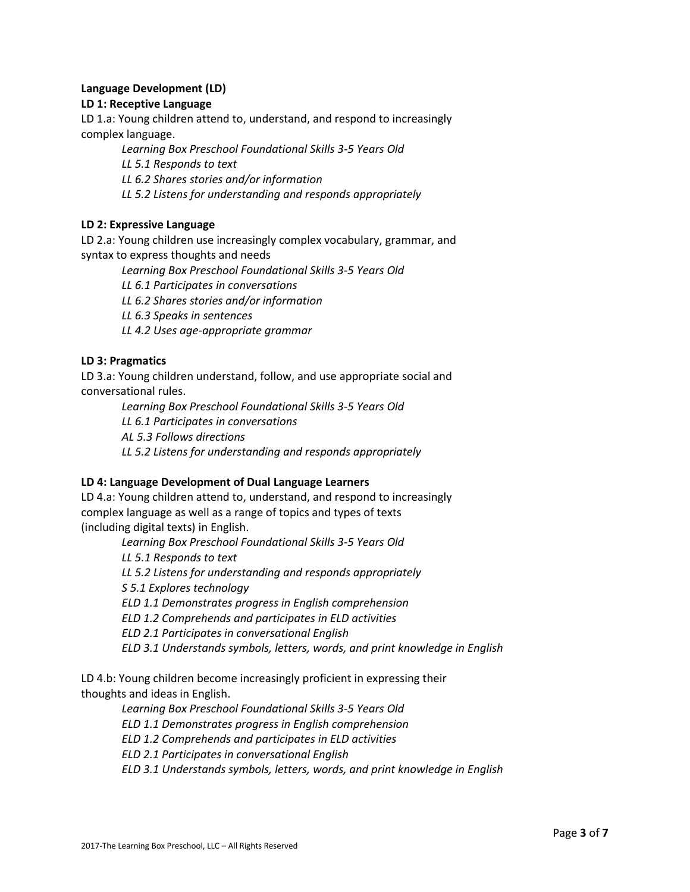**Language Development (LD)**

**LD 1: Receptive Language**

LD 1.a: Young children attend to, understand, and respond to increasingly complex language.

*Learning Box Preschool Foundational Skills 3-5 Years Old*
*LL 5.1 Responds to text*
*LL 6.2 Shares stories and/or information*
*LL 5.2 Listens for understanding and responds appropriately*

**LD 2: Expressive Language**

LD 2.a: Young children use increasingly complex vocabulary, grammar, and syntax to express thoughts and needs

*Learning Box Preschool Foundational Skills 3-5 Years Old*
*LL 6.1 Participates in conversations*
*LL 6.2 Shares stories and/or information*
*LL 6.3 Speaks in sentences*
*LL 4.2 Uses age-appropriate grammar*

**LD 3: Pragmatics**

LD 3.a: Young children understand, follow, and use appropriate social and conversational rules.

*Learning Box Preschool Foundational Skills 3-5 Years Old*
*LL 6.1 Participates in conversations*
*AL 5.3 Follows directions*
*LL 5.2 Listens for understanding and responds appropriately*

**LD 4: Language Development of Dual Language Learners**

LD 4.a: Young children attend to, understand, and respond to increasingly complex language as well as a range of topics and types of texts (including digital texts) in English.

*Learning Box Preschool Foundational Skills 3-5 Years Old*
*LL 5.1 Responds to text*
*LL 5.2 Listens for understanding and responds appropriately*
*S 5.1 Explores technology*
*ELD 1.1 Demonstrates progress in English comprehension*
*ELD 1.2 Comprehends and participates in ELD activities*
*ELD 2.1 Participates in conversational English*
*ELD 3.1 Understands symbols, letters, words, and print knowledge in English*

LD 4.b: Young children become increasingly proficient in expressing their thoughts and ideas in English.

*Learning Box Preschool Foundational Skills 3-5 Years Old*
*ELD 1.1 Demonstrates progress in English comprehension*
*ELD 1.2 Comprehends and participates in ELD activities*
*ELD 2.1 Participates in conversational English*
*ELD 3.1 Understands symbols, letters, words, and print knowledge in English*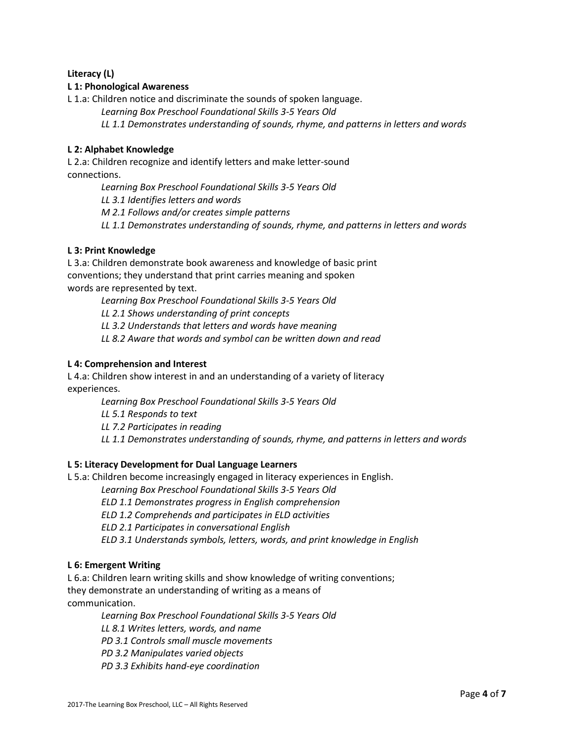**Literacy (L)**

**L 1: Phonological Awareness**

L 1.a: Children notice and discriminate the sounds of spoken language.

*Learning Box Preschool Foundational Skills 3-5 Years Old*
*LL 1.1 Demonstrates understanding of sounds, rhyme, and patterns in letters and words*

**L 2: Alphabet Knowledge**

L 2.a: Children recognize and identify letters and make letter-sound connections.

*Learning Box Preschool Foundational Skills 3-5 Years Old*
*LL 3.1 Identifies letters and words*
*M 2.1 Follows and/or creates simple patterns*
*LL 1.1 Demonstrates understanding of sounds, rhyme, and patterns in letters and words*

**L 3: Print Knowledge**

L 3.a: Children demonstrate book awareness and knowledge of basic print conventions; they understand that print carries meaning and spoken words are represented by text.

*Learning Box Preschool Foundational Skills 3-5 Years Old*
*LL 2.1 Shows understanding of print concepts*
*LL 3.2 Understands that letters and words have meaning*
*LL 8.2 Aware that words and symbol can be written down and read*

**L 4: Comprehension and Interest**

L 4.a: Children show interest in and an understanding of a variety of literacy experiences.

*Learning Box Preschool Foundational Skills 3-5 Years Old*
*LL 5.1 Responds to text*
*LL 7.2 Participates in reading*
*LL 1.1 Demonstrates understanding of sounds, rhyme, and patterns in letters and words*

**L 5: Literacy Development for Dual Language Learners**

L 5.a: Children become increasingly engaged in literacy experiences in English.

*Learning Box Preschool Foundational Skills 3-5 Years Old*
*ELD 1.1 Demonstrates progress in English comprehension*
*ELD 1.2 Comprehends and participates in ELD activities*
*ELD 2.1 Participates in conversational English*
*ELD 3.1 Understands symbols, letters, words, and print knowledge in English*

**L 6: Emergent Writing**

L 6.a: Children learn writing skills and show knowledge of writing conventions; they demonstrate an understanding of writing as a means of communication.

*Learning Box Preschool Foundational Skills 3-5 Years Old*
*LL 8.1 Writes letters, words, and name*
*PD 3.1 Controls small muscle movements*
*PD 3.2 Manipulates varied objects*
*PD 3.3 Exhibits hand-eye coordination*

2017-The Learning Box Preschool, LLC – All Rights Reserved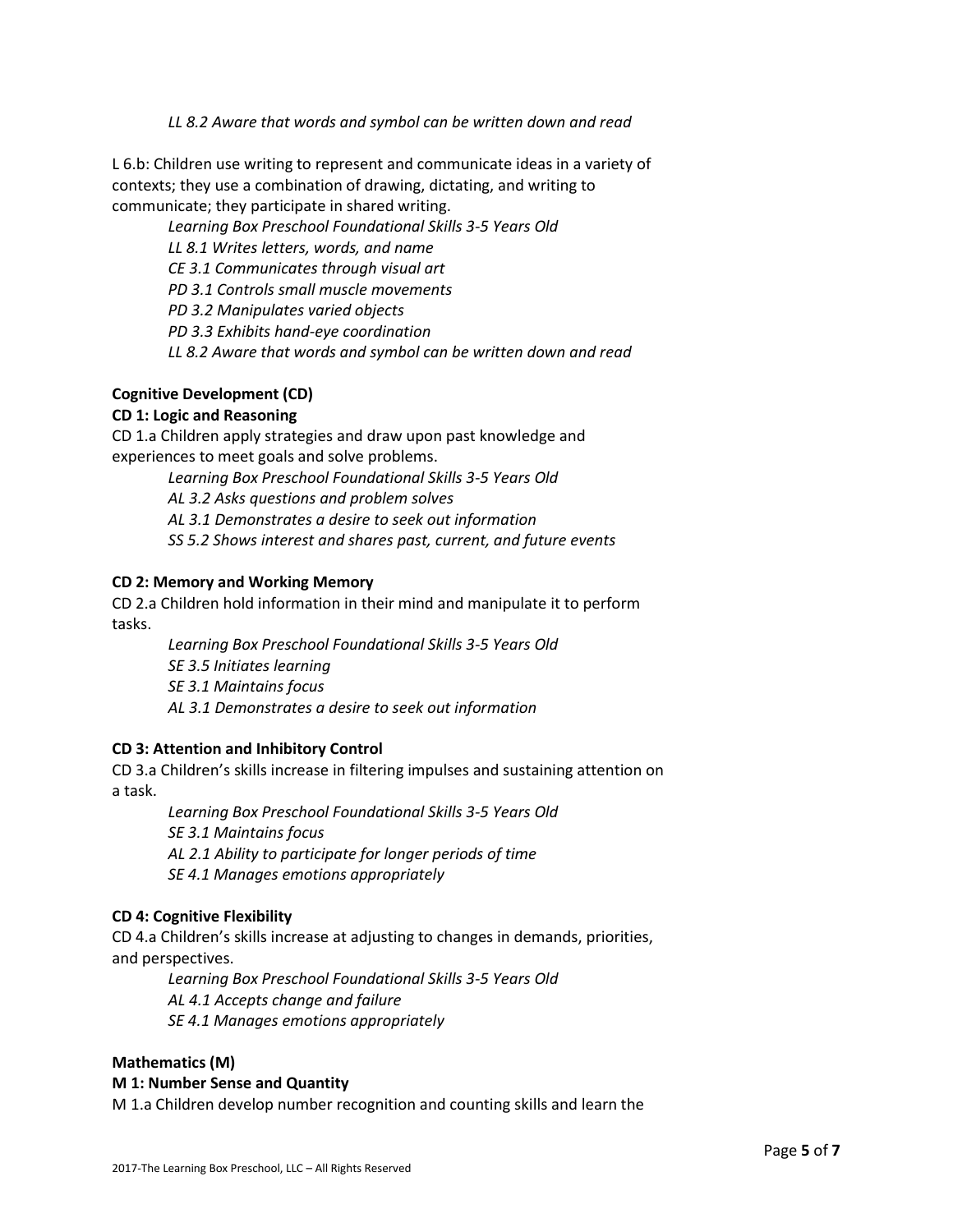*LL 8.2 Aware that words and symbol can be written down and read*

L 6.b: Children use writing to represent and communicate ideas in a variety of contexts; they use a combination of drawing, dictating, and writing to communicate; they participate in shared writing.

*Learning Box Preschool Foundational Skills 3-5 Years Old*
*LL 8.1 Writes letters, words, and name*
*CE 3.1 Communicates through visual art*
*PD 3.1 Controls small muscle movements*
*PD 3.2 Manipulates varied objects*
*PD 3.3 Exhibits hand-eye coordination*
*LL 8.2 Aware that words and symbol can be written down and read*

**Cognitive Development (CD)**

**CD 1: Logic and Reasoning**

CD 1.a Children apply strategies and draw upon past knowledge and experiences to meet goals and solve problems.

*Learning Box Preschool Foundational Skills 3-5 Years Old*
*AL 3.2 Asks questions and problem solves*
*AL 3.1 Demonstrates a desire to seek out information*
*SS 5.2 Shows interest and shares past, current, and future events*

**CD 2: Memory and Working Memory**

CD 2.a Children hold information in their mind and manipulate it to perform tasks.

*Learning Box Preschool Foundational Skills 3-5 Years Old*
*SE 3.5 Initiates learning*
*SE 3.1 Maintains focus*
*AL 3.1 Demonstrates a desire to seek out information*

**CD 3: Attention and Inhibitory Control**

CD 3.a Children's skills increase in filtering impulses and sustaining attention on a task.

*Learning Box Preschool Foundational Skills 3-5 Years Old*
*SE 3.1 Maintains focus*
*AL 2.1 Ability to participate for longer periods of time*
*SE 4.1 Manages emotions appropriately*

**CD 4: Cognitive Flexibility**

CD 4.a Children's skills increase at adjusting to changes in demands, priorities, and perspectives.

*Learning Box Preschool Foundational Skills 3-5 Years Old*
*AL 4.1 Accepts change and failure*
*SE 4.1 Manages emotions appropriately*

**Mathematics (M)**

**M 1: Number Sense and Quantity**

M 1.a Children develop number recognition and counting skills and learn the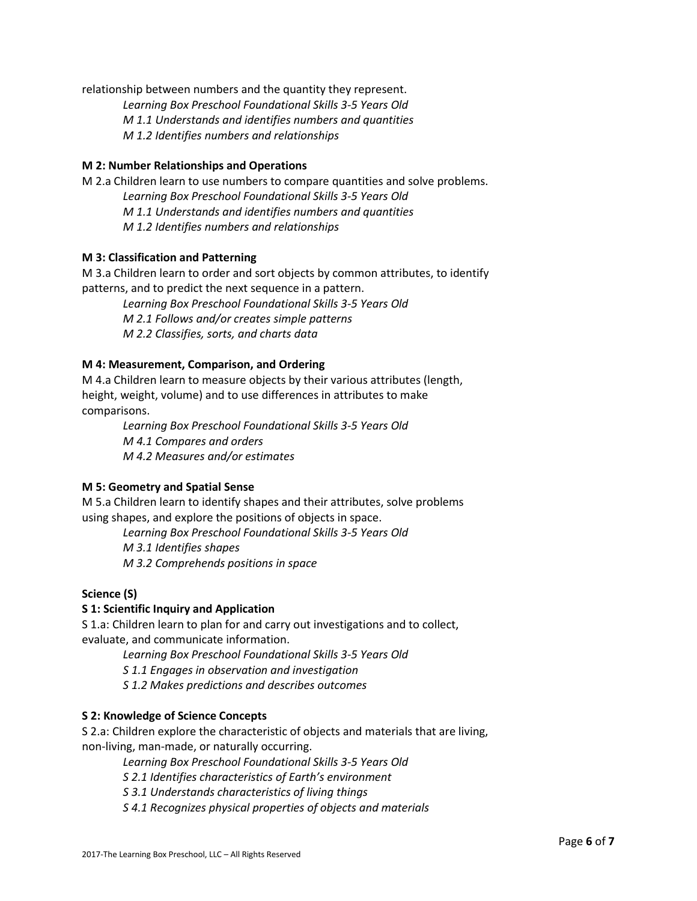relationship between numbers and the quantity they represent.

*Learning Box Preschool Foundational Skills 3-5 Years Old*
*M 1.1 Understands and identifies numbers and quantities*
*M 1.2 Identifies numbers and relationships*

**M 2: Number Relationships and Operations**

M 2.a Children learn to use numbers to compare quantities and solve problems.

*Learning Box Preschool Foundational Skills 3-5 Years Old*
*M 1.1 Understands and identifies numbers and quantities*
*M 1.2 Identifies numbers and relationships*

**M 3: Classification and Patterning**

M 3.a Children learn to order and sort objects by common attributes, to identify patterns, and to predict the next sequence in a pattern.

*Learning Box Preschool Foundational Skills 3-5 Years Old*
*M 2.1 Follows and/or creates simple patterns*
*M 2.2 Classifies, sorts, and charts data*

**M 4: Measurement, Comparison, and Ordering**

M 4.a Children learn to measure objects by their various attributes (length, height, weight, volume) and to use differences in attributes to make comparisons.

*Learning Box Preschool Foundational Skills 3-5 Years Old*
*M 4.1 Compares and orders*
*M 4.2 Measures and/or estimates*

**M 5: Geometry and Spatial Sense**

M 5.a Children learn to identify shapes and their attributes, solve problems using shapes, and explore the positions of objects in space.

*Learning Box Preschool Foundational Skills 3-5 Years Old*
*M 3.1 Identifies shapes*
*M 3.2 Comprehends positions in space*

**Science (S)**

**S 1: Scientific Inquiry and Application**

S 1.a: Children learn to plan for and carry out investigations and to collect, evaluate, and communicate information.

*Learning Box Preschool Foundational Skills 3-5 Years Old*
*S 1.1 Engages in observation and investigation*
*S 1.2 Makes predictions and describes outcomes*

**S 2: Knowledge of Science Concepts**

S 2.a: Children explore the characteristic of objects and materials that are living, non-living, man-made, or naturally occurring.

*Learning Box Preschool Foundational Skills 3-5 Years Old*
*S 2.1 Identifies characteristics of Earth's environment*
*S 3.1 Understands characteristics of living things*
*S 4.1 Recognizes physical properties of objects and materials*

2017-The Learning Box Preschool, LLC – All Rights Reserved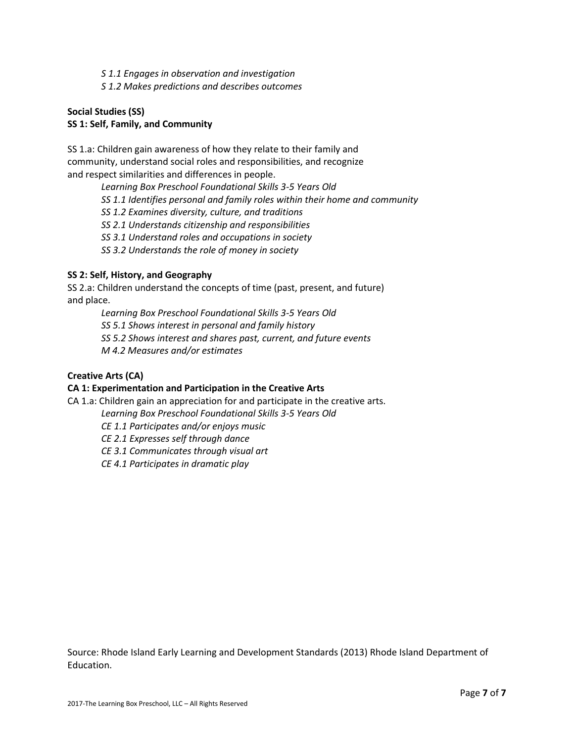*S 1.1 Engages in observation and investigation*
*S 1.2 Makes predictions and describes outcomes*

**Social Studies (SS)**
**SS 1: Self, Family, and Community**

SS 1.a: Children gain awareness of how they relate to their family and community, understand social roles and responsibilities, and recognize and respect similarities and differences in people.

*Learning Box Preschool Foundational Skills 3-5 Years Old*
*SS 1.1 Identifies personal and family roles within their home and community*
*SS 1.2 Examines diversity, culture, and traditions*
*SS 2.1 Understands citizenship and responsibilities*
*SS 3.1 Understand roles and occupations in society*
*SS 3.2 Understands the role of money in society*

**SS 2: Self, History, and Geography**

SS 2.a: Children understand the concepts of time (past, present, and future) and place.

*Learning Box Preschool Foundational Skills 3-5 Years Old*
*SS 5.1 Shows interest in personal and family history*
*SS 5.2 Shows interest and shares past, current, and future events*
*M 4.2 Measures and/or estimates*

**Creative Arts (CA)**
**CA 1: Experimentation and Participation in the Creative Arts**

CA 1.a: Children gain an appreciation for and participate in the creative arts.

*Learning Box Preschool Foundational Skills 3-5 Years Old*
*CE 1.1 Participates and/or enjoys music*
*CE 2.1 Expresses self through dance*
*CE 3.1 Communicates through visual art*
*CE 4.1 Participates in dramatic play*

Source: Rhode Island Early Learning and Development Standards (2013) Rhode Island Department of Education.